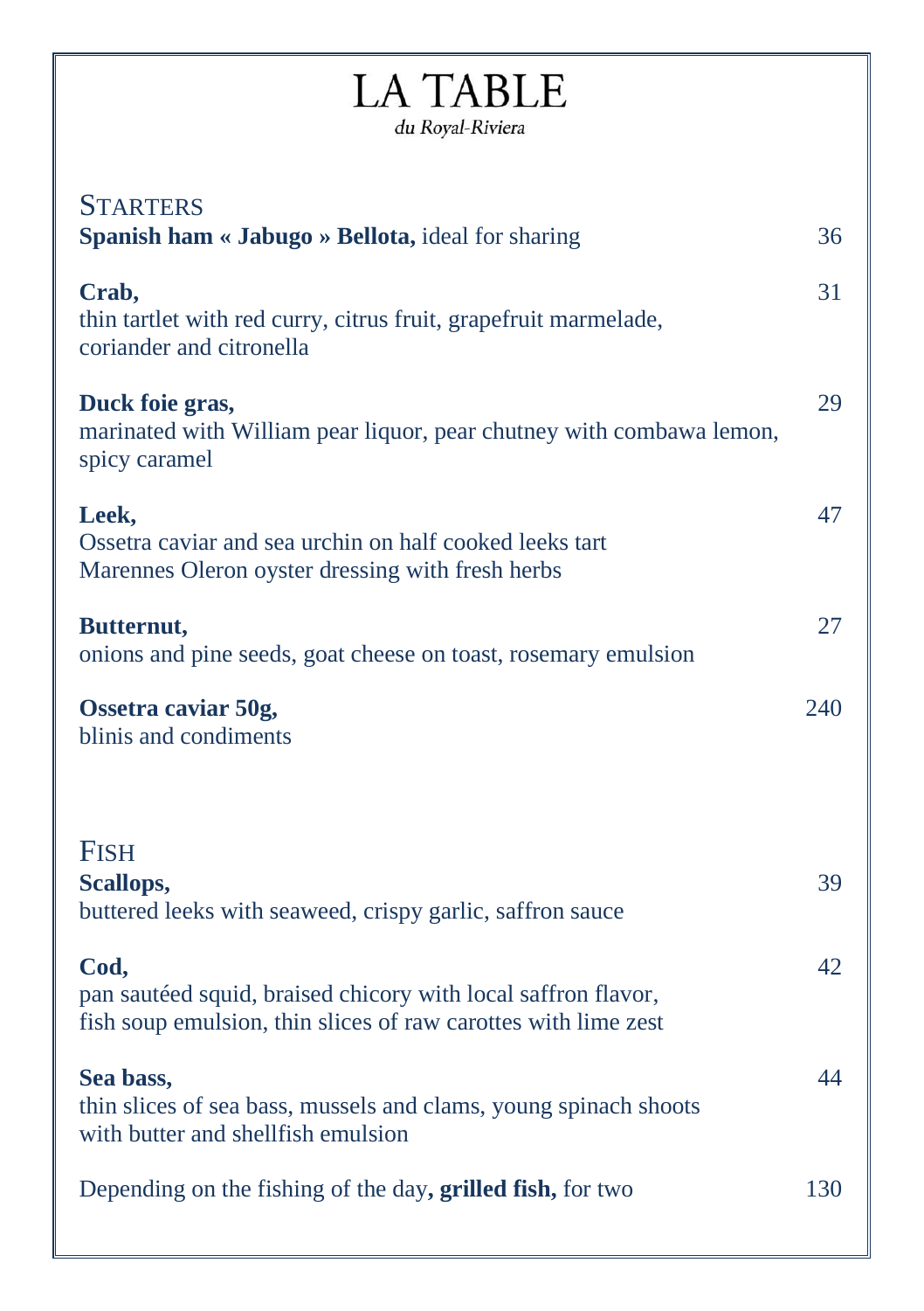# LA TABLE

*du Royal-Riviera*

## STARTERS

**Spanish ham « Jabugo » Bellota,** ideal for sharing — 36

**Crab,** — 31
thin tartlet with red curry, citrus fruit, grapefruit marmelade,
coriander and citronella

**Duck foie gras,** — 29
marinated with William pear liquor, pear chutney with combawa lemon,
spicy caramel

**Leek,** — 47
Ossetra caviar and sea urchin on half cooked leeks tart
Marennes Oleron oyster dressing with fresh herbs

**Butternut,** — 27
onions and pine seeds, goat cheese on toast, rosemary emulsion

**Ossetra caviar 50g,** — 240
blinis and condiments

## FISH

**Scallops,** — 39
buttered leeks with seaweed, crispy garlic, saffron sauce

**Cod,** — 42
pan sautéed squid, braised chicory with local saffron flavor,
fish soup emulsion, thin slices of raw carottes with lime zest

**Sea bass,** — 44
thin slices of sea bass, mussels and clams, young spinach shoots
with butter and shellfish emulsion

Depending on the fishing of the day**, grilled fish,** for two — 130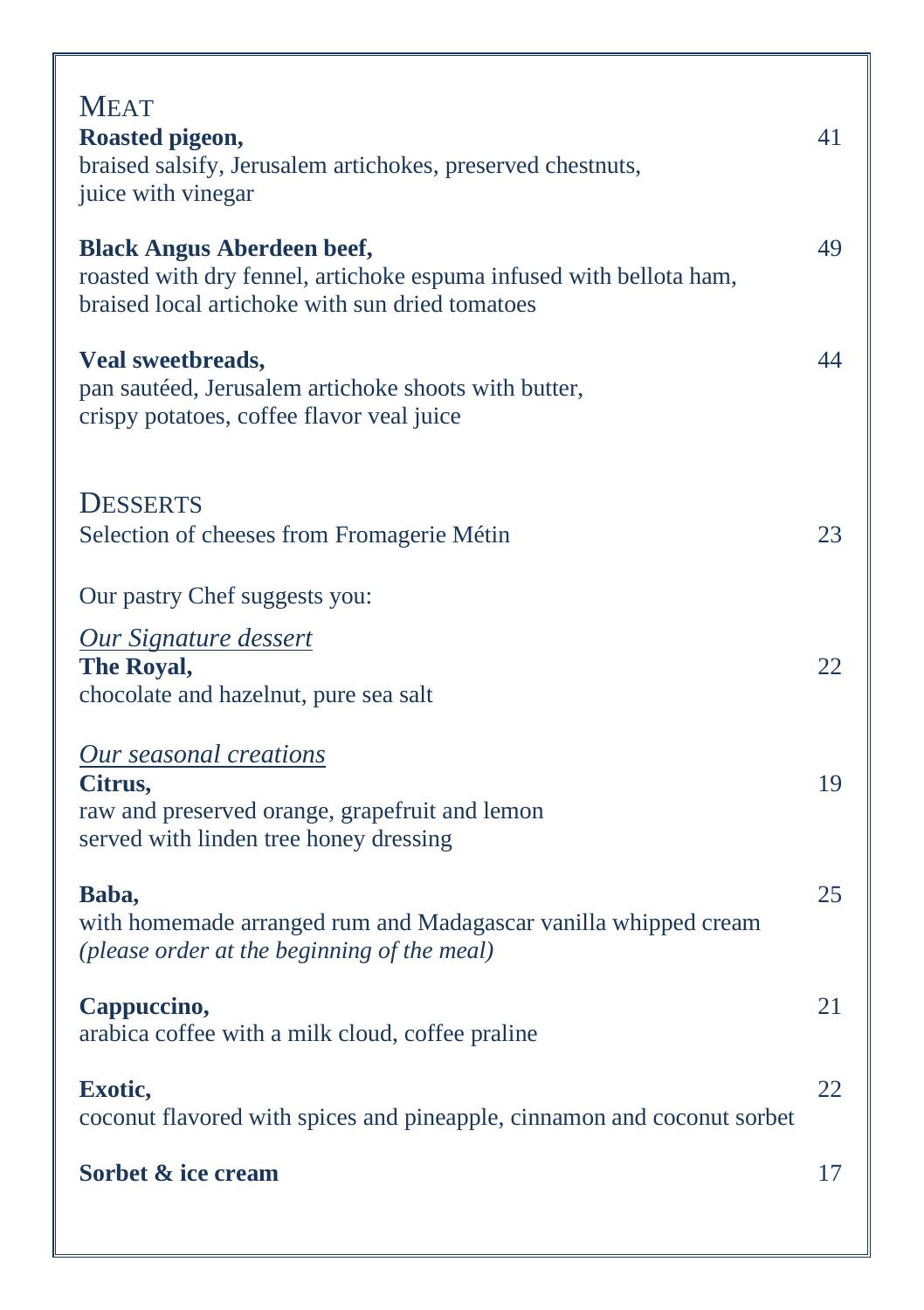## Meat

**Roasted pigeon,** 41
braised salsify, Jerusalem artichokes, preserved chestnuts,
juice with vinegar

**Black Angus Aberdeen beef,** 49
roasted with dry fennel, artichoke espuma infused with bellota ham,
braised local artichoke with sun dried tomatoes

**Veal sweetbreads,** 44
pan sautéed, Jerusalem artichoke shoots with butter,
crispy potatoes, coffee flavor veal juice

## Desserts

Selection of cheeses from Fromagerie Métin 23

Our pastry Chef suggests you:

*Our Signature dessert*

**The Royal,** 22
chocolate and hazelnut, pure sea salt

*Our seasonal creations*

**Citrus,** 19
raw and preserved orange, grapefruit and lemon
served with linden tree honey dressing

**Baba,** 25
with homemade arranged rum and Madagascar vanilla whipped cream
*(please order at the beginning of the meal)*

**Cappuccino,** 21
arabica coffee with a milk cloud, coffee praline

**Exotic,** 22
coconut flavored with spices and pineapple, cinnamon and coconut sorbet

**Sorbet & ice cream** 17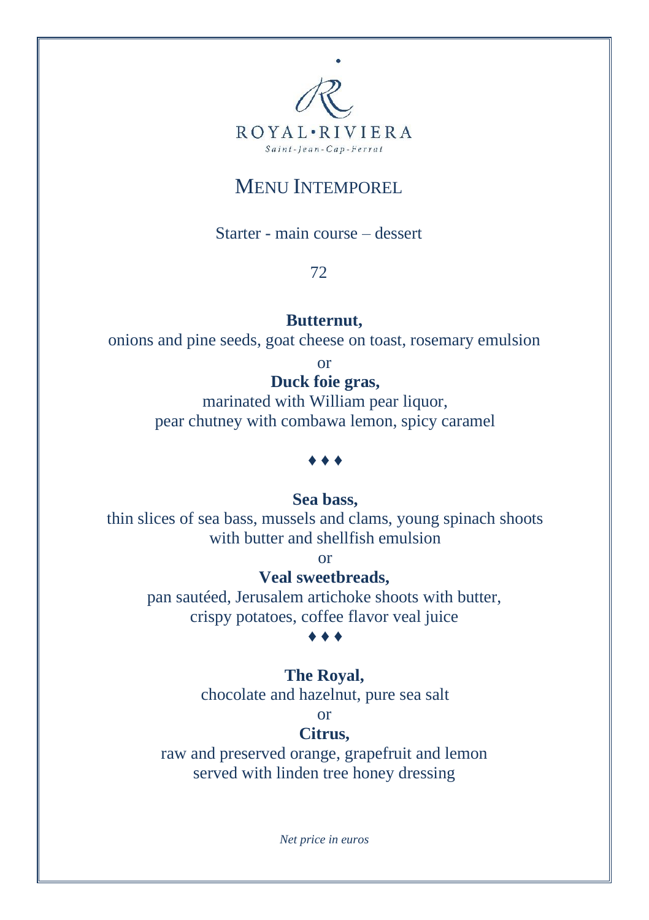ROYAL•RIVIERA

Saint-Jean-Cap-Ferrat

# MENU INTEMPOREL

Starter - main course – dessert

72

**Butternut,**
onions and pine seeds, goat cheese on toast, rosemary emulsion

or

**Duck foie gras,**
marinated with William pear liquor,
pear chutney with combawa lemon, spicy caramel

♦ ♦ ♦

**Sea bass,**
thin slices of sea bass, mussels and clams, young spinach shoots
with butter and shellfish emulsion

or

**Veal sweetbreads,**
pan sautéed, Jerusalem artichoke shoots with butter,
crispy potatoes, coffee flavor veal juice

♦ ♦ ♦

**The Royal,**
chocolate and hazelnut, pure sea salt

or

**Citrus,**
raw and preserved orange, grapefruit and lemon
served with linden tree honey dressing

*Net price in euros*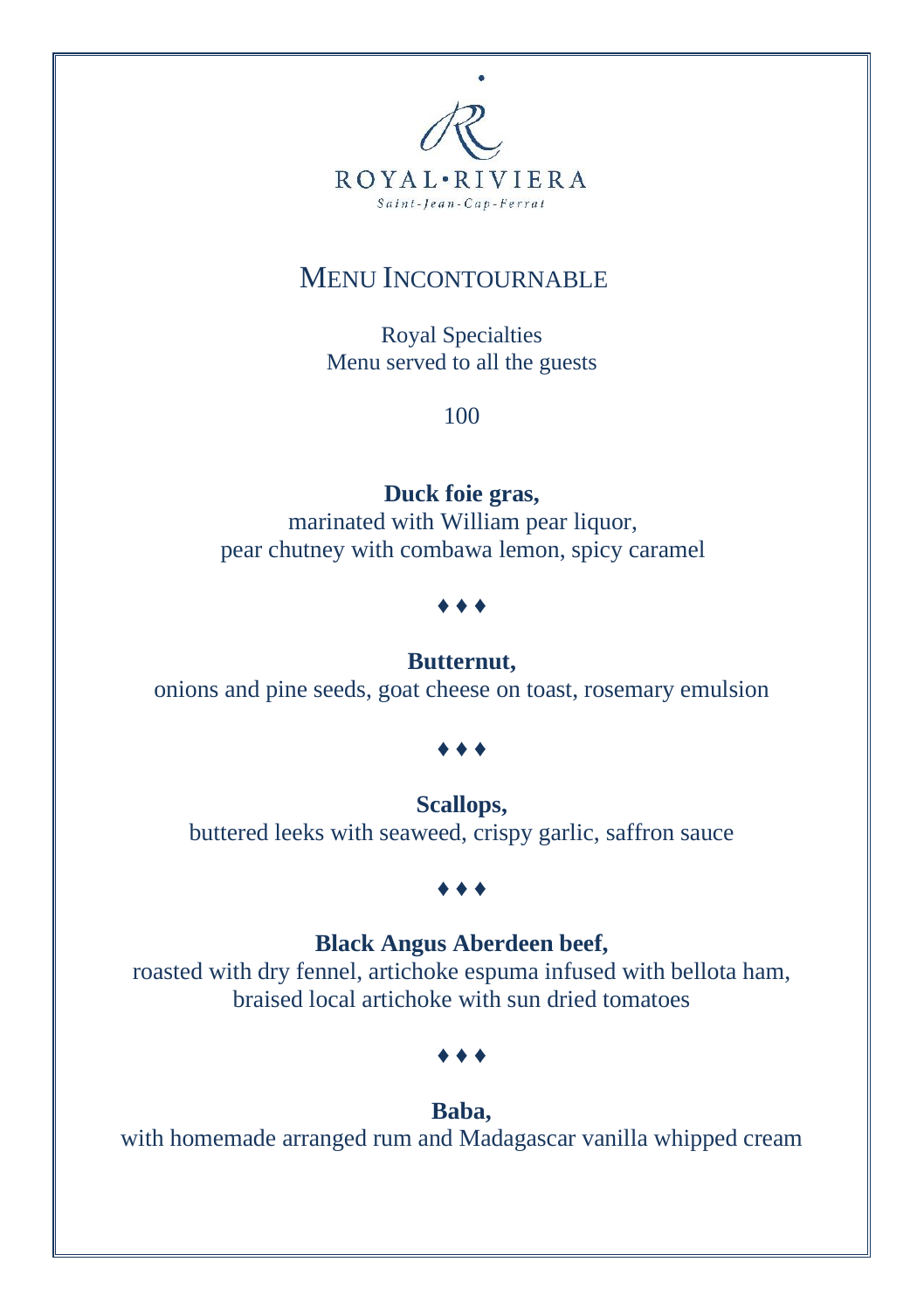ROYAL·RIVIERA

*Saint-Jean-Cap-Ferrat*

# MENU INCONTOURNABLE

Royal Specialties
Menu served to all the guests

100

**Duck foie gras,**
marinated with William pear liquor,
pear chutney with combawa lemon, spicy caramel

♦ ♦ ♦

**Butternut,**
onions and pine seeds, goat cheese on toast, rosemary emulsion

♦ ♦ ♦

**Scallops,**
buttered leeks with seaweed, crispy garlic, saffron sauce

♦ ♦ ♦

**Black Angus Aberdeen beef,**
roasted with dry fennel, artichoke espuma infused with bellota ham,
braised local artichoke with sun dried tomatoes

♦ ♦ ♦

**Baba,**
with homemade arranged rum and Madagascar vanilla whipped cream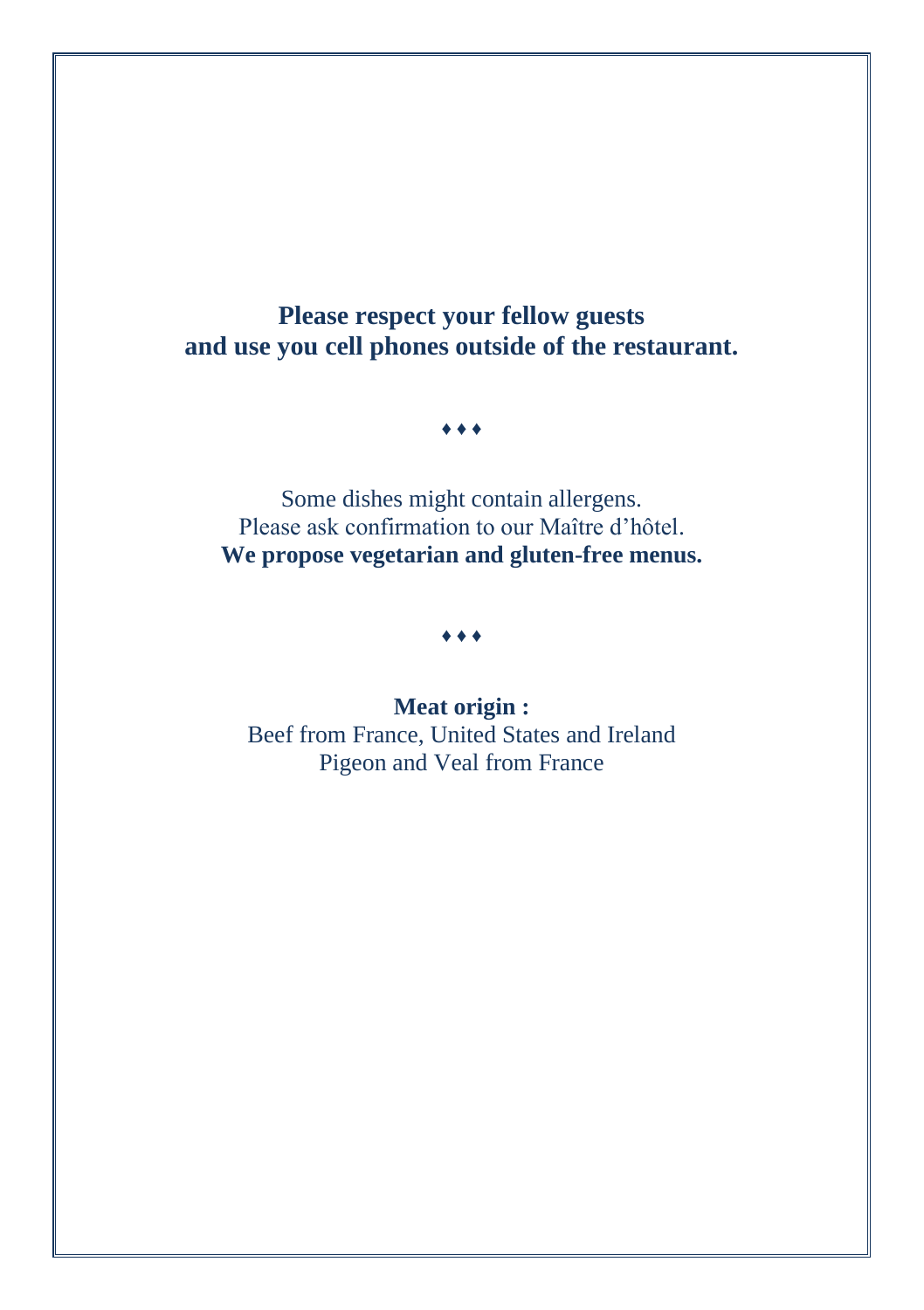**Please respect your fellow guests and use you cell phones outside of the restaurant.**

♦♦♦

Some dishes might contain allergens.
Please ask confirmation to our Maître d'hôtel.
**We propose vegetarian and gluten-free menus.**

♦♦♦

**Meat origin :**
Beef from France, United States and Ireland
Pigeon and Veal from France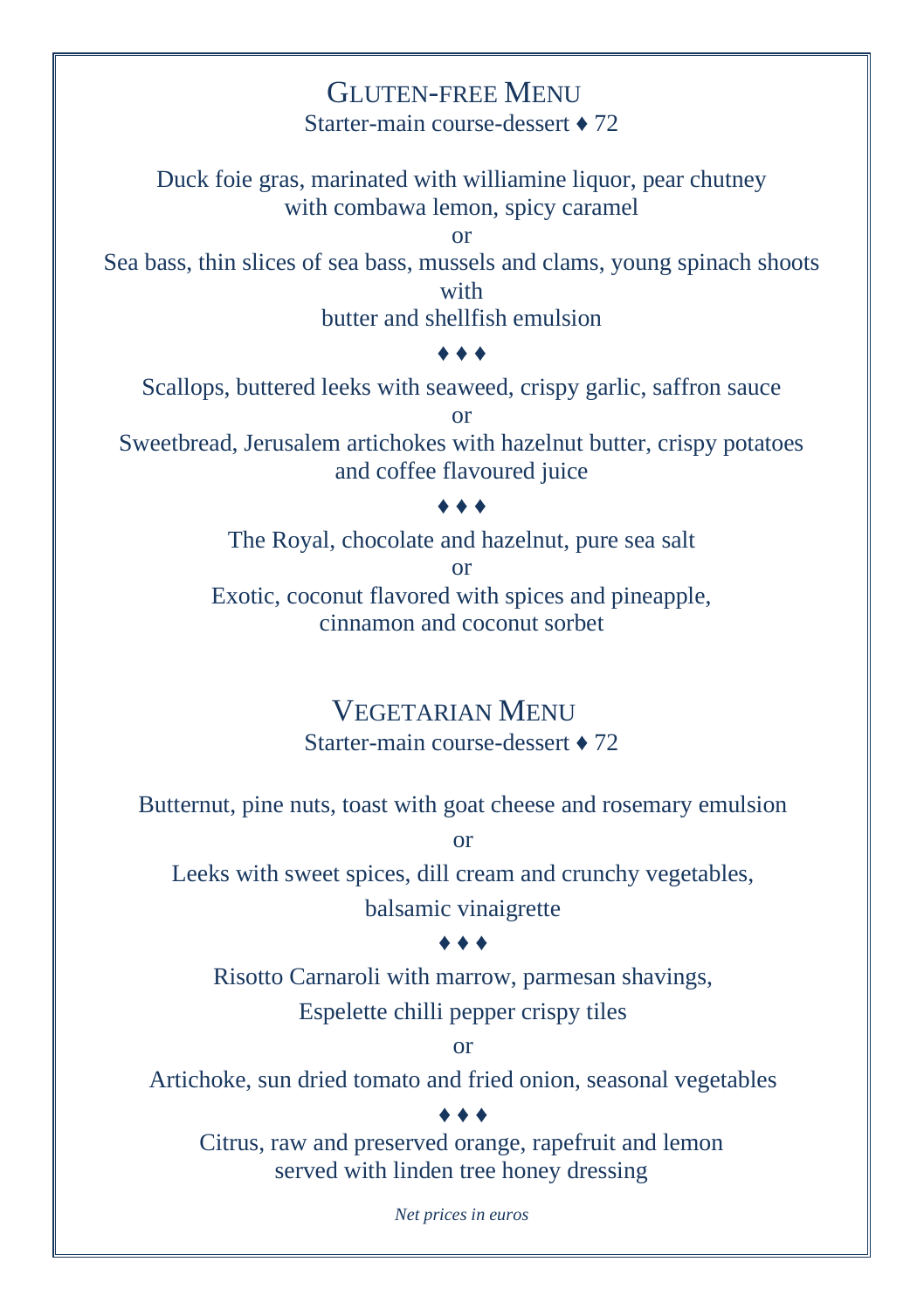## Gluten-free Menu

Starter-main course-dessert ♦ 72

Duck foie gras, marinated with williamine liquor, pear chutney
with combawa lemon, spicy caramel

or

Sea bass, thin slices of sea bass, mussels and clams, young spinach shoots
with
butter and shellfish emulsion

♦ ♦ ♦

Scallops, buttered leeks with seaweed, crispy garlic, saffron sauce

or

Sweetbread, Jerusalem artichokes with hazelnut butter, crispy potatoes
and coffee flavoured juice

♦ ♦ ♦

The Royal, chocolate and hazelnut, pure sea salt

or

Exotic, coconut flavored with spices and pineapple,
cinnamon and coconut sorbet

## Vegetarian Menu

Starter-main course-dessert ♦ 72

Butternut, pine nuts, toast with goat cheese and rosemary emulsion

or

Leeks with sweet spices, dill cream and crunchy vegetables,
balsamic vinaigrette

♦ ♦ ♦

Risotto Carnaroli with marrow, parmesan shavings,
Espelette chilli pepper crispy tiles

or

Artichoke, sun dried tomato and fried onion, seasonal vegetables

♦ ♦ ♦

Citrus, raw and preserved orange, rapefruit and lemon
served with linden tree honey dressing

*Net prices in euros*